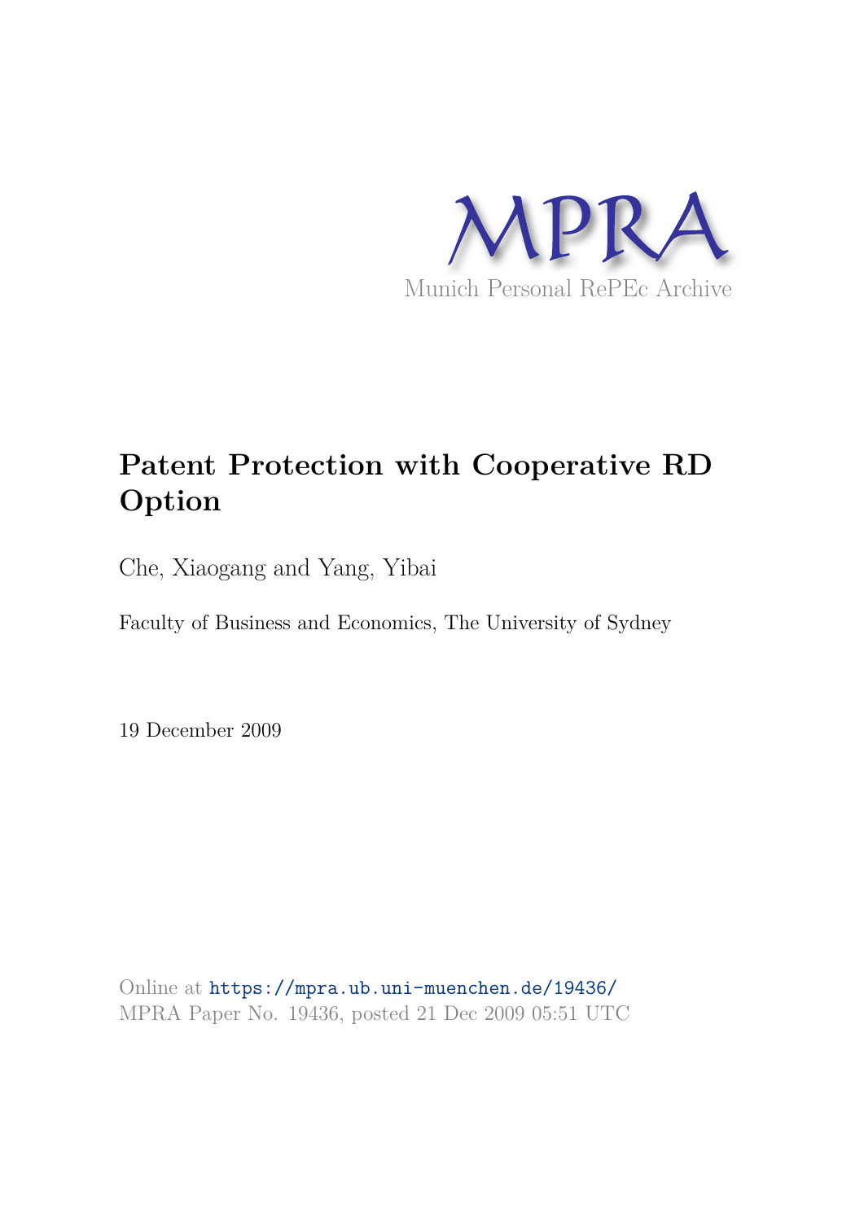MPRA

Munich Personal RePEc Archive

# Patent Protection with Cooperative RD Option

Che, Xiaogang and Yang, Yibai

Faculty of Business and Economics, The University of Sydney

19 December 2009

Online at https://mpra.ub.uni-muenchen.de/19436/
MPRA Paper No. 19436, posted 21 Dec 2009 05:51 UTC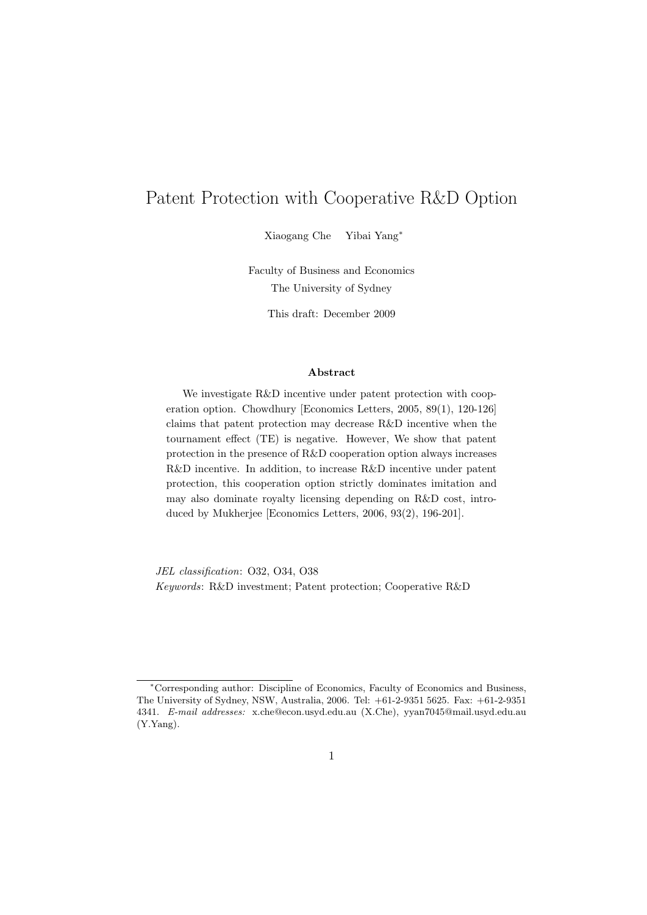# Patent Protection with Cooperative R&D Option

Xiaogang Che Yibai Yang*

Faculty of Business and Economics
The University of Sydney

This draft: December 2009

### Abstract

We investigate R&D incentive under patent protection with cooperation option. Chowdhury [Economics Letters, 2005, 89(1), 120-126] claims that patent protection may decrease R&D incentive when the tournament effect (TE) is negative. However, We show that patent protection in the presence of R&D cooperation option always increases R&D incentive. In addition, to increase R&D incentive under patent protection, this cooperation option strictly dominates imitation and may also dominate royalty licensing depending on R&D cost, introduced by Mukherjee [Economics Letters, 2006, 93(2), 196-201].

*JEL classification*: O32, O34, O38

*Keywords*: R&D investment; Patent protection; Cooperative R&D

---

*Corresponding author: Discipline of Economics, Faculty of Economics and Business, The University of Sydney, NSW, Australia, 2006. Tel: +61-2-9351 5625. Fax: +61-2-9351 4341. *E-mail addresses:* x.che@econ.usyd.edu.au (X.Che), yyan7045@mail.usyd.edu.au (Y.Yang).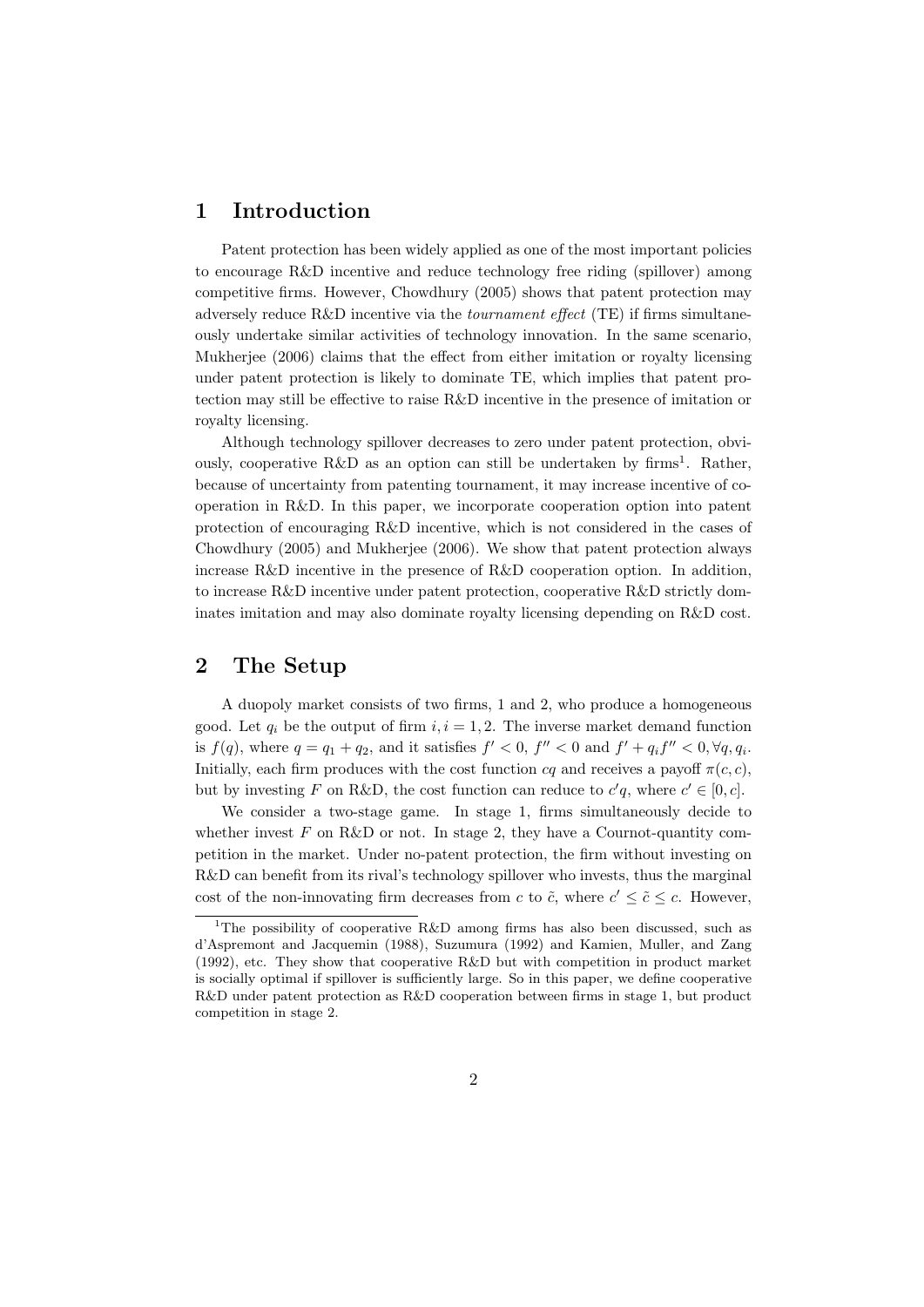## 1 Introduction

Patent protection has been widely applied as one of the most important policies to encourage R&D incentive and reduce technology free riding (spillover) among competitive firms. However, Chowdhury (2005) shows that patent protection may adversely reduce R&D incentive via the *tournament effect* (TE) if firms simultaneously undertake similar activities of technology innovation. In the same scenario, Mukherjee (2006) claims that the effect from either imitation or royalty licensing under patent protection is likely to dominate TE, which implies that patent protection may still be effective to raise R&D incentive in the presence of imitation or royalty licensing.

Although technology spillover decreases to zero under patent protection, obviously, cooperative R&D as an option can still be undertaken by firms[1]. Rather, because of uncertainty from patenting tournament, it may increase incentive of cooperation in R&D. In this paper, we incorporate cooperation option into patent protection of encouraging R&D incentive, which is not considered in the cases of Chowdhury (2005) and Mukherjee (2006). We show that patent protection always increase R&D incentive in the presence of R&D cooperation option. In addition, to increase R&D incentive under patent protection, cooperative R&D strictly dominates imitation and may also dominate royalty licensing depending on R&D cost.

## 2 The Setup

A duopoly market consists of two firms, 1 and 2, who produce a homogeneous good. Let $q_i$ be the output of firm $i, i = 1, 2$. The inverse market demand function is $f(q)$, where $q = q_1 + q_2$, and it satisfies $f' < 0$, $f'' < 0$ and $f' + q_i f'' < 0, \forall q, q_i$. Initially, each firm produces with the cost function $cq$ and receives a payoff $\pi(c, c)$, but by investing $F$ on R&D, the cost function can reduce to $c'q$, where $c' \in [0, c]$.

We consider a two-stage game. In stage 1, firms simultaneously decide to whether invest $F$ on R&D or not. In stage 2, they have a Cournot-quantity competition in the market. Under no-patent protection, the firm without investing on R&D can benefit from its rival's technology spillover who invests, thus the marginal cost of the non-innovating firm decreases from $c$ to $\tilde{c}$, where $c' \leq \tilde{c} \leq c$. However,

[1] The possibility of cooperative R&D among firms has also been discussed, such as d'Aspremont and Jacquemin (1988), Suzumura (1992) and Kamien, Muller, and Zang (1992), etc. They show that cooperative R&D but with competition in product market is socially optimal if spillover is sufficiently large. So in this paper, we define cooperative R&D under patent protection as R&D cooperation between firms in stage 1, but product competition in stage 2.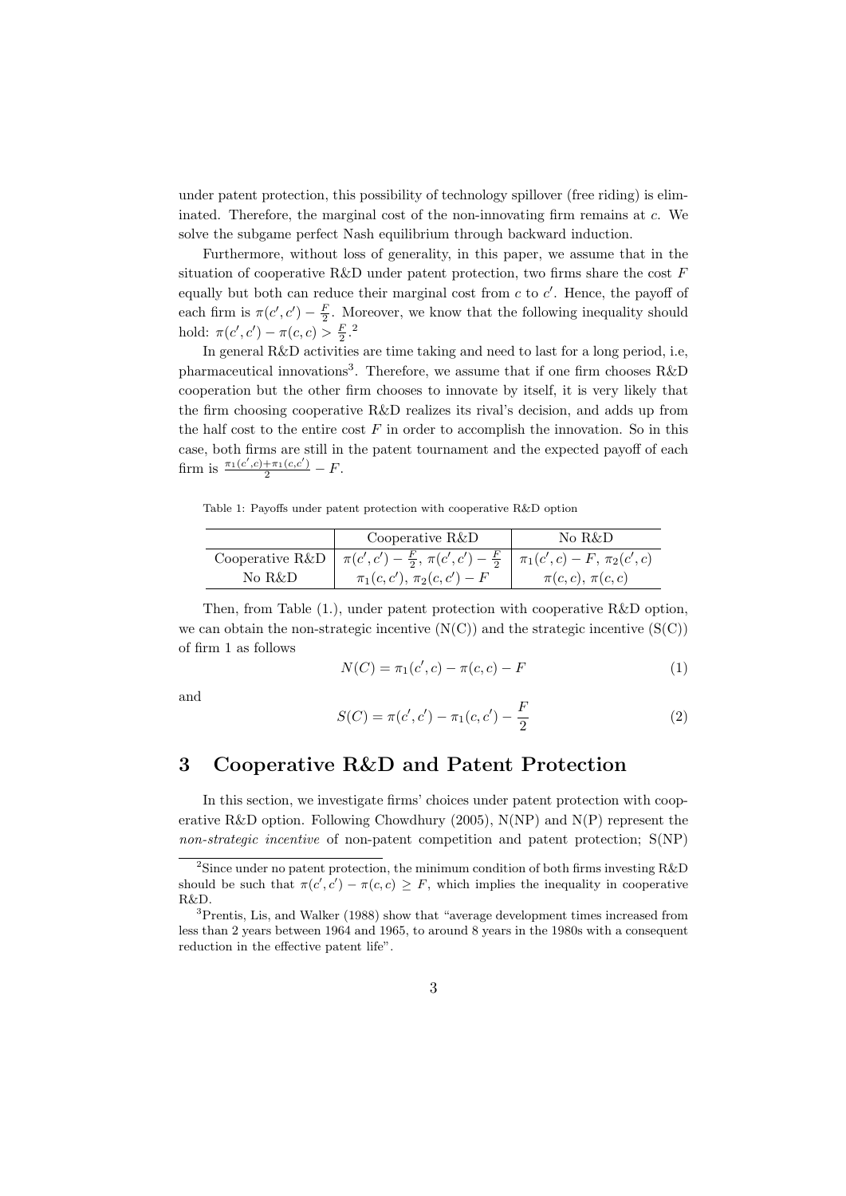under patent protection, this possibility of technology spillover (free riding) is eliminated. Therefore, the marginal cost of the non-innovating firm remains at $c$. We solve the subgame perfect Nash equilibrium through backward induction.

Furthermore, without loss of generality, in this paper, we assume that in the situation of cooperative R&D under patent protection, two firms share the cost $F$ equally but both can reduce their marginal cost from $c$ to $c'$. Hence, the payoff of each firm is $\pi(c', c') - \frac{F}{2}$. Moreover, we know that the following inequality should hold: $\pi(c', c') - \pi(c, c) > \frac{F}{2}$.[2]

In general R&D activities are time taking and need to last for a long period, i.e, pharmaceutical innovations[3]. Therefore, we assume that if one firm chooses R&D cooperation but the other firm chooses to innovate by itself, it is very likely that the firm choosing cooperative R&D realizes its rival's decision, and adds up from the half cost to the entire cost $F$ in order to accomplish the innovation. So in this case, both firms are still in the patent tournament and the expected payoff of each firm is $\frac{\pi_1(c',c)+\pi_1(c,c')}{2} - F$.

Table 1: Payoffs under patent protection with cooperative R&D option

| | Cooperative R&D | No R&D |
|---|---|---|
| Cooperative R&D | $\pi(c', c') - \frac{F}{2}$, $\pi(c', c') - \frac{F}{2}$ | $\pi_1(c', c) - F$, $\pi_2(c', c)$ |
| No R&D | $\pi_1(c, c')$, $\pi_2(c, c') - F$ | $\pi(c, c)$, $\pi(c, c)$ |

Then, from Table (1.), under patent protection with cooperative R&D option, we can obtain the non-strategic incentive (N(C)) and the strategic incentive (S(C)) of firm 1 as follows

$$N(C) = \pi_1(c', c) - \pi(c, c) - F \tag{1}$$

and

$$S(C) = \pi(c', c') - \pi_1(c, c') - \frac{F}{2} \tag{2}$$

## 3 Cooperative R&D and Patent Protection

In this section, we investigate firms' choices under patent protection with cooperative R&D option. Following Chowdhury (2005), N(NP) and N(P) represent the *non-strategic incentive* of non-patent competition and patent protection; S(NP)

---

[2] Since under no patent protection, the minimum condition of both firms investing R&D should be such that $\pi(c', c') - \pi(c, c) \geq F$, which implies the inequality in cooperative R&D.

[3] Prentis, Lis, and Walker (1988) show that "average development times increased from less than 2 years between 1964 and 1965, to around 8 years in the 1980s with a consequent reduction in the effective patent life".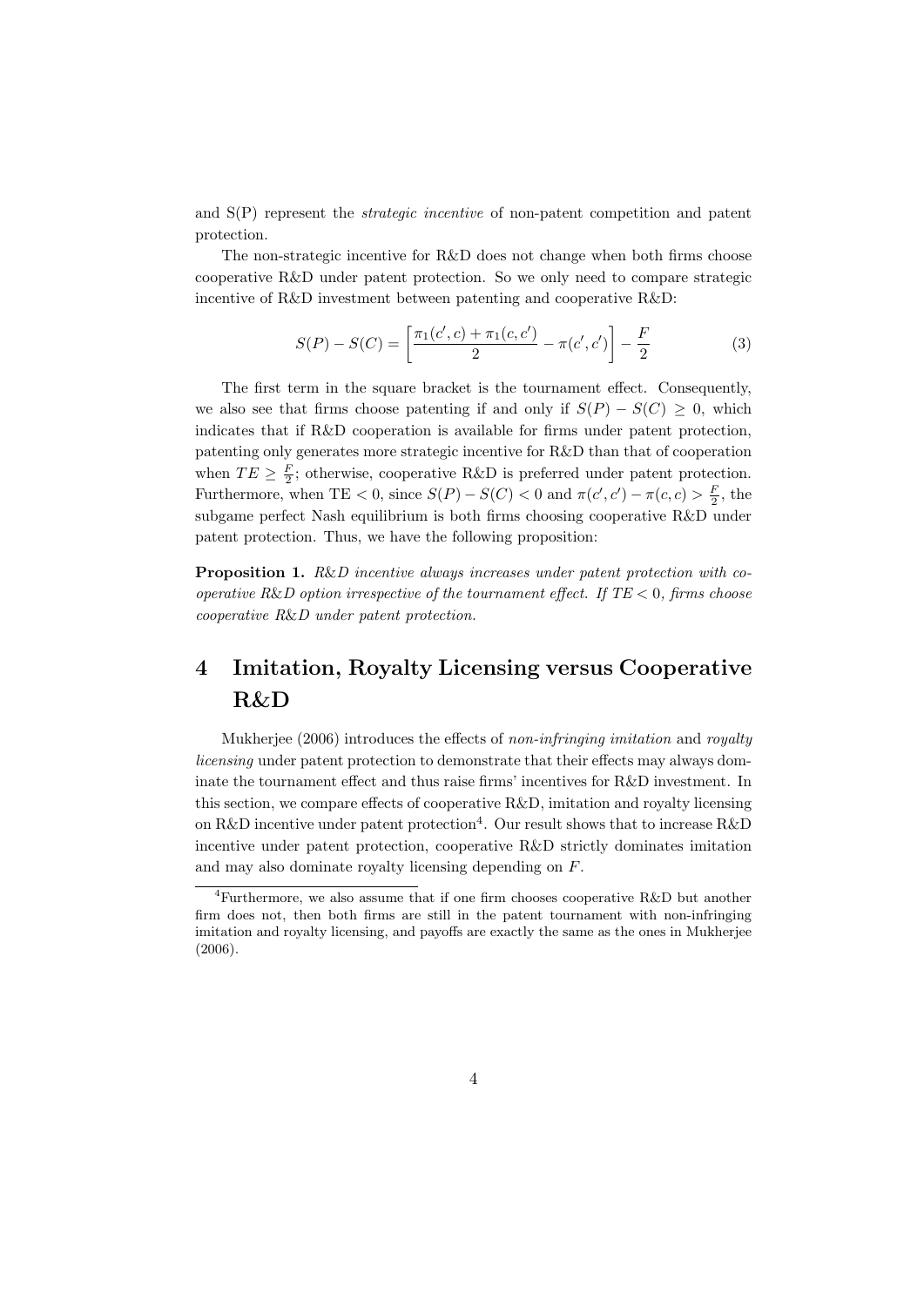and S(P) represent the *strategic incentive* of non-patent competition and patent protection.

The non-strategic incentive for R&D does not change when both firms choose cooperative R&D under patent protection. So we only need to compare strategic incentive of R&D investment between patenting and cooperative R&D:

$$S(P) - S(C) = \left[\frac{\pi_1(c', c) + \pi_1(c, c')}{2} - \pi(c', c')\right] - \frac{F}{2} \tag{3}$$

The first term in the square bracket is the tournament effect. Consequently, we also see that firms choose patenting if and only if $S(P) - S(C) \geq 0$, which indicates that if R&D cooperation is available for firms under patent protection, patenting only generates more strategic incentive for R&D than that of cooperation when $TE \geq \frac{F}{2}$; otherwise, cooperative R&D is preferred under patent protection. Furthermore, when TE $< 0$, since $S(P) - S(C) < 0$ and $\pi(c', c') - \pi(c, c) > \frac{F}{2}$, the subgame perfect Nash equilibrium is both firms choosing cooperative R&D under patent protection. Thus, we have the following proposition:

**Proposition 1.** *R&D incentive always increases under patent protection with cooperative R&D option irrespective of the tournament effect. If $TE < 0$, firms choose cooperative R&D under patent protection.*

# 4 Imitation, Royalty Licensing versus Cooperative R&D

Mukherjee (2006) introduces the effects of *non-infringing imitation* and *royalty licensing* under patent protection to demonstrate that their effects may always dominate the tournament effect and thus raise firms' incentives for R&D investment. In this section, we compare effects of cooperative R&D, imitation and royalty licensing on R&D incentive under patent protection[4]. Our result shows that to increase R&D incentive under patent protection, cooperative R&D strictly dominates imitation and may also dominate royalty licensing depending on $F$.

[4]Furthermore, we also assume that if one firm chooses cooperative R&D but another firm does not, then both firms are still in the patent tournament with non-infringing imitation and royalty licensing, and payoffs are exactly the same as the ones in Mukherjee (2006).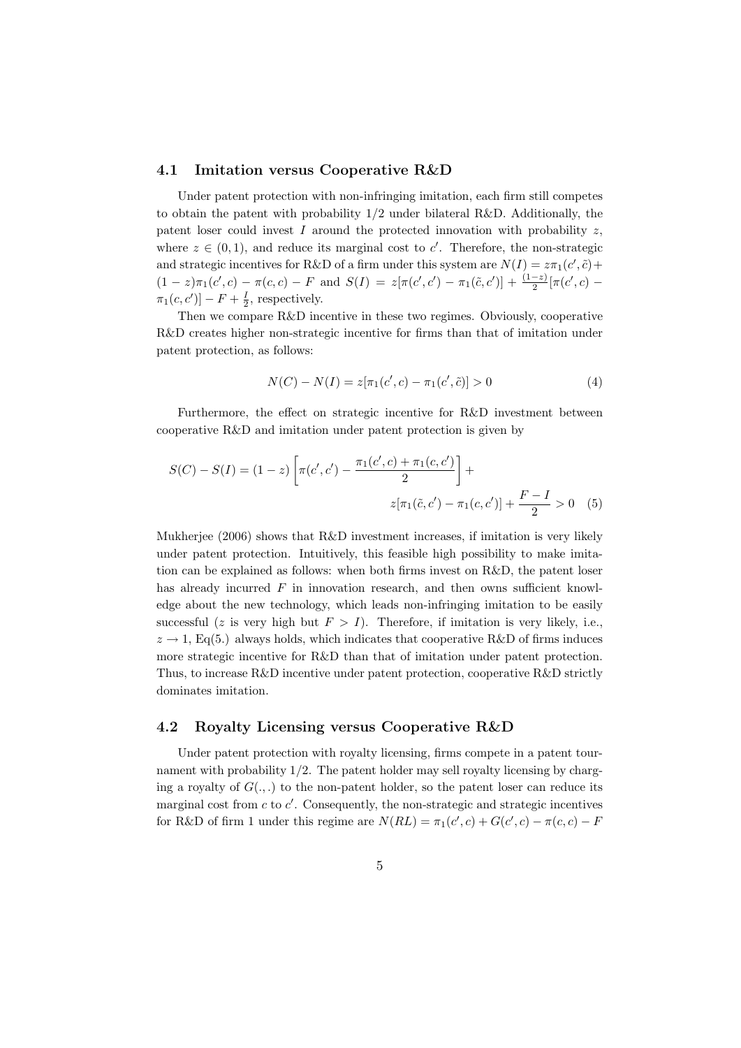### 4.1 Imitation versus Cooperative R&D

Under patent protection with non-infringing imitation, each firm still competes to obtain the patent with probability 1/2 under bilateral R&D. Additionally, the patent loser could invest $I$ around the protected innovation with probability $z$, where $z \in (0, 1)$, and reduce its marginal cost to $c'$. Therefore, the non-strategic and strategic incentives for R&D of a firm under this system are $N(I) = z\pi_1(c', \tilde{c}) + (1 - z)\pi_1(c', c) - \pi(c, c) - F$ and $S(I) = z[\pi(c', c') - \pi_1(\tilde{c}, c')] + \frac{(1-z)}{2}[\pi(c', c) - \pi_1(c, c')] - F + \frac{I}{2}$, respectively.

Then we compare R&D incentive in these two regimes. Obviously, cooperative R&D creates higher non-strategic incentive for firms than that of imitation under patent protection, as follows:

$$N(C) - N(I) = z[\pi_1(c', c) - \pi_1(c', \tilde{c})] > 0 \tag{4}$$

Furthermore, the effect on strategic incentive for R&D investment between cooperative R&D and imitation under patent protection is given by

$$S(C) - S(I) = (1 - z)\left[\pi(c', c') - \frac{\pi_1(c', c) + \pi_1(c, c')}{2}\right] + z[\pi_1(\tilde{c}, c') - \pi_1(c, c')] + \frac{F - I}{2} > 0 \tag{5}$$

Mukherjee (2006) shows that R&D investment increases, if imitation is very likely under patent protection. Intuitively, when this feasible high possibility to make imitation can be explained as follows: when both firms invest on R&D, the patent loser has already incurred $F$ in innovation research, and then owns sufficient knowledge about the new technology, which leads non-infringing imitation to be easily successful ($z$ is very high but $F > I$). Therefore, if imitation is very likely, i.e., $z \to 1$, Eq(5.) always holds, which indicates that cooperative R&D of firms induces more strategic incentive for R&D than that of imitation under patent protection. Thus, to increase R&D incentive under patent protection, cooperative R&D strictly dominates imitation.

### 4.2 Royalty Licensing versus Cooperative R&D

Under patent protection with royalty licensing, firms compete in a patent tournament with probability 1/2. The patent holder may sell royalty licensing by charging a royalty of $G(.,.)$ to the non-patent holder, so the patent loser can reduce its marginal cost from $c$ to $c'$. Consequently, the non-strategic and strategic incentives for R&D of firm 1 under this regime are $N(RL) = \pi_1(c', c) + G(c', c) - \pi(c, c) - F$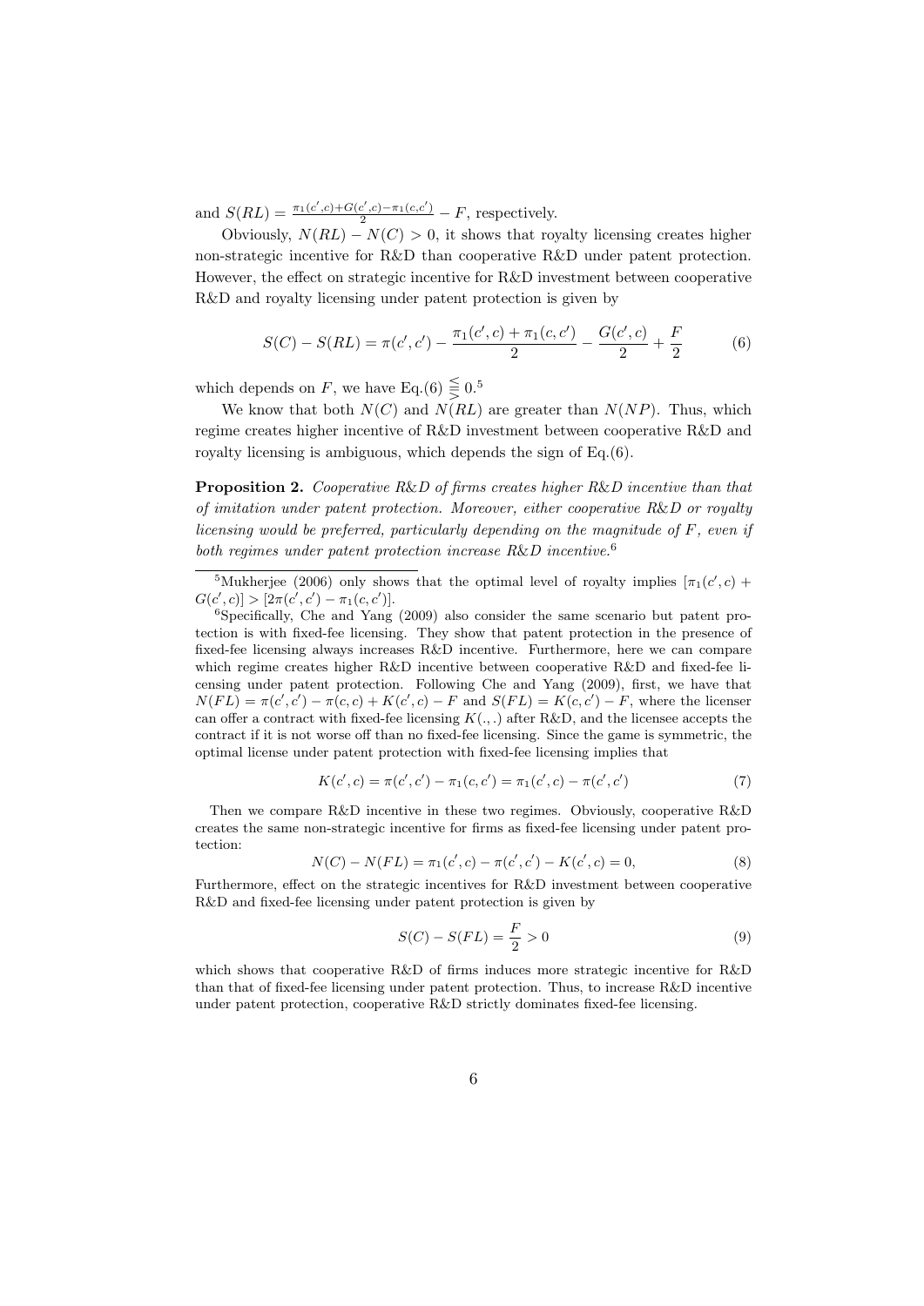and $S(RL) = \frac{\pi_1(c',c)+G(c',c)-\pi_1(c,c')}{2} - F$, respectively.

Obviously, $N(RL) - N(C) > 0$, it shows that royalty licensing creates higher non-strategic incentive for R&D than cooperative R&D under patent protection. However, the effect on strategic incentive for R&D investment between cooperative R&D and royalty licensing under patent protection is given by

$$S(C) - S(RL) = \pi(c',c') - \frac{\pi_1(c',c) + \pi_1(c,c')}{2} - \frac{G(c',c)}{2} + \frac{F}{2} \tag{6}$$

which depends on $F$, we have Eq.(6) $\lesseqqgtr 0$.[5]

We know that both $N(C)$ and $N(RL)$ are greater than $N(NP)$. Thus, which regime creates higher incentive of R&D investment between cooperative R&D and royalty licensing is ambiguous, which depends the sign of Eq.(6).

**Proposition 2.** *Cooperative R&D of firms creates higher R&D incentive than that of imitation under patent protection. Moreover, either cooperative R&D or royalty licensing would be preferred, particularly depending on the magnitude of $F$, even if both regimes under patent protection increase R&D incentive.*[6]

---

[5]Mukherjee (2006) only shows that the optimal level of royalty implies $[\pi_1(c',c) + G(c',c)] > [2\pi(c',c') - \pi_1(c,c')]$.

[6]Specifically, Che and Yang (2009) also consider the same scenario but patent protection is with fixed-fee licensing. They show that patent protection in the presence of fixed-fee licensing always increases R&D incentive. Furthermore, here we can compare which regime creates higher R&D incentive between cooperative R&D and fixed-fee licensing under patent protection. Following Che and Yang (2009), first, we have that $N(FL) = \pi(c',c') - \pi(c,c) + K(c',c) - F$ and $S(FL) = K(c,c') - F$, where the licenser can offer a contract with fixed-fee licensing $K(.,.)$ after R&D, and the licensee accepts the contract if it is not worse off than no fixed-fee licensing. Since the game is symmetric, the optimal license under patent protection with fixed-fee licensing implies that

$$K(c',c) = \pi(c',c') - \pi_1(c,c') = \pi_1(c',c) - \pi(c',c') \tag{7}$$

Then we compare R&D incentive in these two regimes. Obviously, cooperative R&D creates the same non-strategic incentive for firms as fixed-fee licensing under patent protection:

$$N(C) - N(FL) = \pi_1(c',c) - \pi(c',c') - K(c',c) = 0, \tag{8}$$

Furthermore, effect on the strategic incentives for R&D investment between cooperative R&D and fixed-fee licensing under patent protection is given by

$$S(C) - S(FL) = \frac{F}{2} > 0 \tag{9}$$

which shows that cooperative R&D of firms induces more strategic incentive for R&D than that of fixed-fee licensing under patent protection. Thus, to increase R&D incentive under patent protection, cooperative R&D strictly dominates fixed-fee licensing.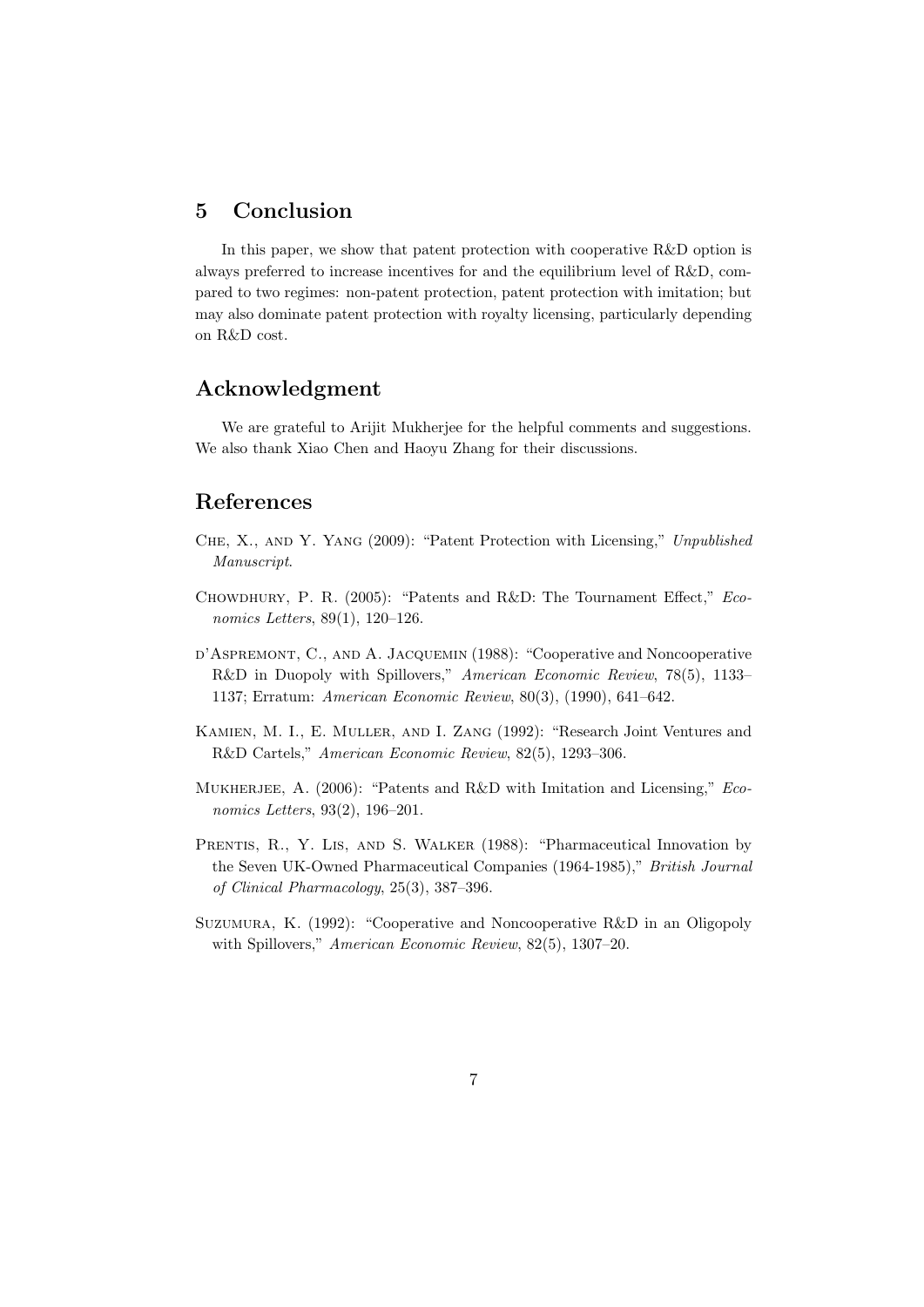## 5 Conclusion

In this paper, we show that patent protection with cooperative R&D option is always preferred to increase incentives for and the equilibrium level of R&D, compared to two regimes: non-patent protection, patent protection with imitation; but may also dominate patent protection with royalty licensing, particularly depending on R&D cost.

## Acknowledgment

We are grateful to Arijit Mukherjee for the helpful comments and suggestions. We also thank Xiao Chen and Haoyu Zhang for their discussions.

## References

Che, X., and Y. Yang (2009): "Patent Protection with Licensing," *Unpublished Manuscript*.

Chowdhury, P. R. (2005): "Patents and R&D: The Tournament Effect," *Economics Letters*, 89(1), 120–126.

d'Aspremont, C., and A. Jacquemin (1988): "Cooperative and Noncooperative R&D in Duopoly with Spillovers," *American Economic Review*, 78(5), 1133–1137; Erratum: *American Economic Review*, 80(3), (1990), 641–642.

Kamien, M. I., E. Muller, and I. Zang (1992): "Research Joint Ventures and R&D Cartels," *American Economic Review*, 82(5), 1293–306.

Mukherjee, A. (2006): "Patents and R&D with Imitation and Licensing," *Economics Letters*, 93(2), 196–201.

Prentis, R., Y. Lis, and S. Walker (1988): "Pharmaceutical Innovation by the Seven UK-Owned Pharmaceutical Companies (1964-1985)," *British Journal of Clinical Pharmacology*, 25(3), 387–396.

Suzumura, K. (1992): "Cooperative and Noncooperative R&D in an Oligopoly with Spillovers," *American Economic Review*, 82(5), 1307–20.